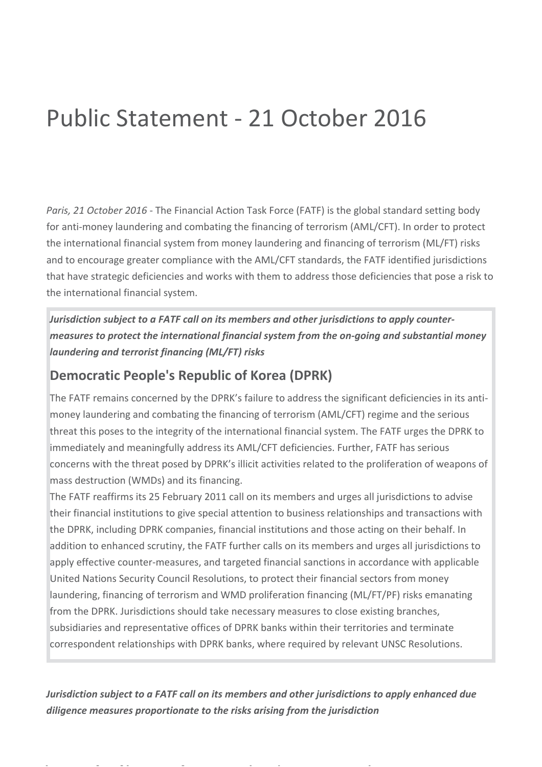# Public Statement - 21 October 2016

*Paris, 21 October 2016* - The Financial Action Task Force (FATF) is the global standard setting body for anti-money laundering and combating the financing of terrorism (AML/CFT). In order to protect the international financial system from money laundering and financing of terrorism (ML/FT) risks and to encourage greater compliance with the AML/CFT standards, the FATF identified jurisdictions that have strategic deficiencies and works with them to address those deficiencies that pose a risk to the international financial system.

***Jurisdiction subject to a FATF call on its members and other jurisdictions to apply counter-measures to protect the international financial system from the on-going and substantial money laundering and terrorist financing (ML/FT) risks***

## Democratic People's Republic of Korea (DPRK)

The FATF remains concerned by the DPRK's failure to address the significant deficiencies in its anti-money laundering and combating the financing of terrorism (AML/CFT) regime and the serious threat this poses to the integrity of the international financial system. The FATF urges the DPRK to immediately and meaningfully address its AML/CFT deficiencies. Further, FATF has serious concerns with the threat posed by DPRK's illicit activities related to the proliferation of weapons of mass destruction (WMDs) and its financing.

The FATF reaffirms its 25 February 2011 call on its members and urges all jurisdictions to advise their financial institutions to give special attention to business relationships and transactions with the DPRK, including DPRK companies, financial institutions and those acting on their behalf. In addition to enhanced scrutiny, the FATF further calls on its members and urges all jurisdictions to apply effective counter-measures, and targeted financial sanctions in accordance with applicable United Nations Security Council Resolutions, to protect their financial sectors from money laundering, financing of terrorism and WMD proliferation financing (ML/FT/PF) risks emanating from the DPRK. Jurisdictions should take necessary measures to close existing branches, subsidiaries and representative offices of DPRK banks within their territories and terminate correspondent relationships with DPRK banks, where required by relevant UNSC Resolutions.

***Jurisdiction subject to a FATF call on its members and other jurisdictions to apply enhanced due diligence measures proportionate to the risks arising from the jurisdiction***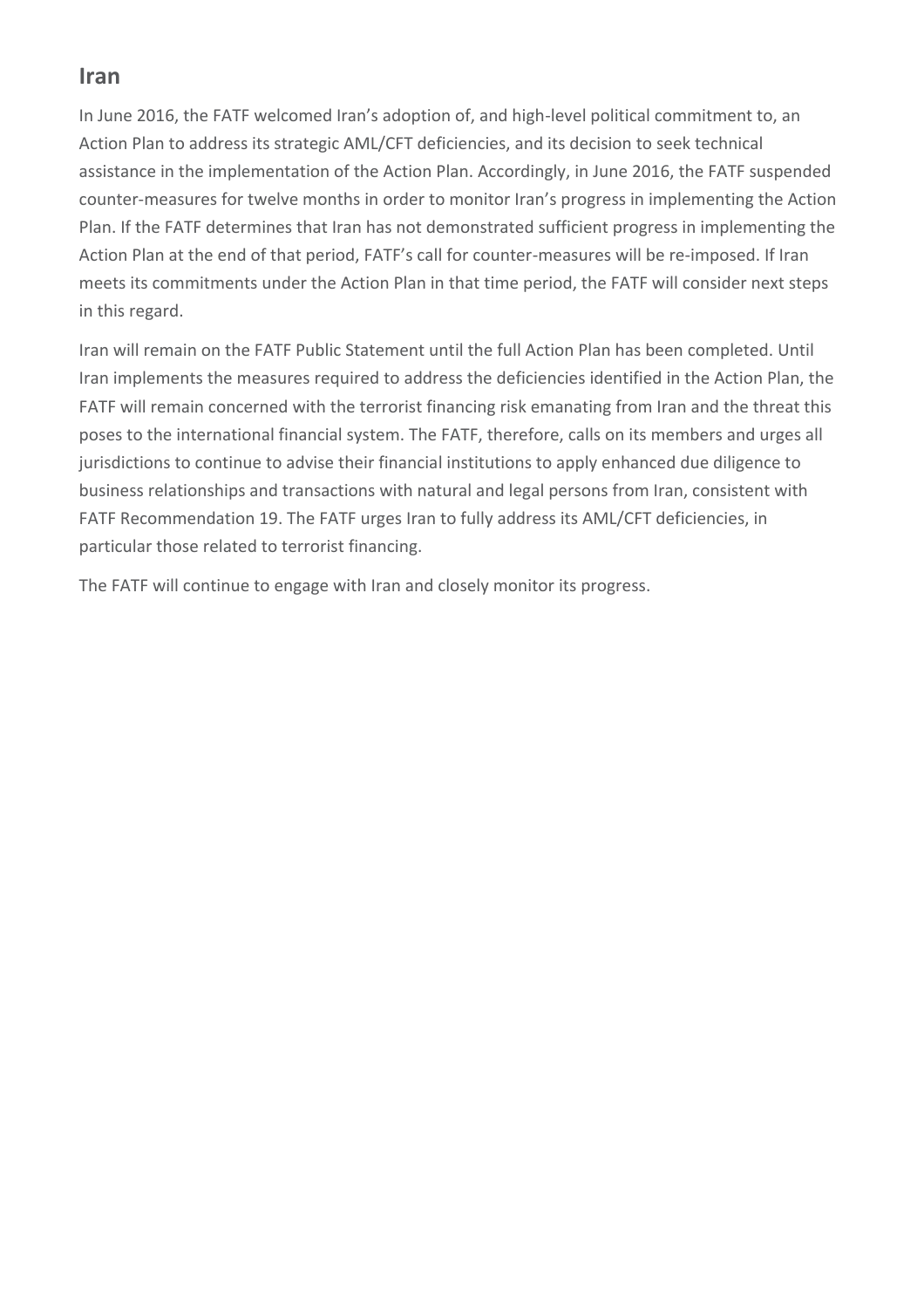## Iran

In June 2016, the FATF welcomed Iran's adoption of, and high-level political commitment to, an Action Plan to address its strategic AML/CFT deficiencies, and its decision to seek technical assistance in the implementation of the Action Plan. Accordingly, in June 2016, the FATF suspended counter-measures for twelve months in order to monitor Iran's progress in implementing the Action Plan. If the FATF determines that Iran has not demonstrated sufficient progress in implementing the Action Plan at the end of that period, FATF's call for counter-measures will be re-imposed. If Iran meets its commitments under the Action Plan in that time period, the FATF will consider next steps in this regard.

Iran will remain on the FATF Public Statement until the full Action Plan has been completed. Until Iran implements the measures required to address the deficiencies identified in the Action Plan, the FATF will remain concerned with the terrorist financing risk emanating from Iran and the threat this poses to the international financial system. The FATF, therefore, calls on its members and urges all jurisdictions to continue to advise their financial institutions to apply enhanced due diligence to business relationships and transactions with natural and legal persons from Iran, consistent with FATF Recommendation 19. The FATF urges Iran to fully address its AML/CFT deficiencies, in particular those related to terrorist financing.

The FATF will continue to engage with Iran and closely monitor its progress.